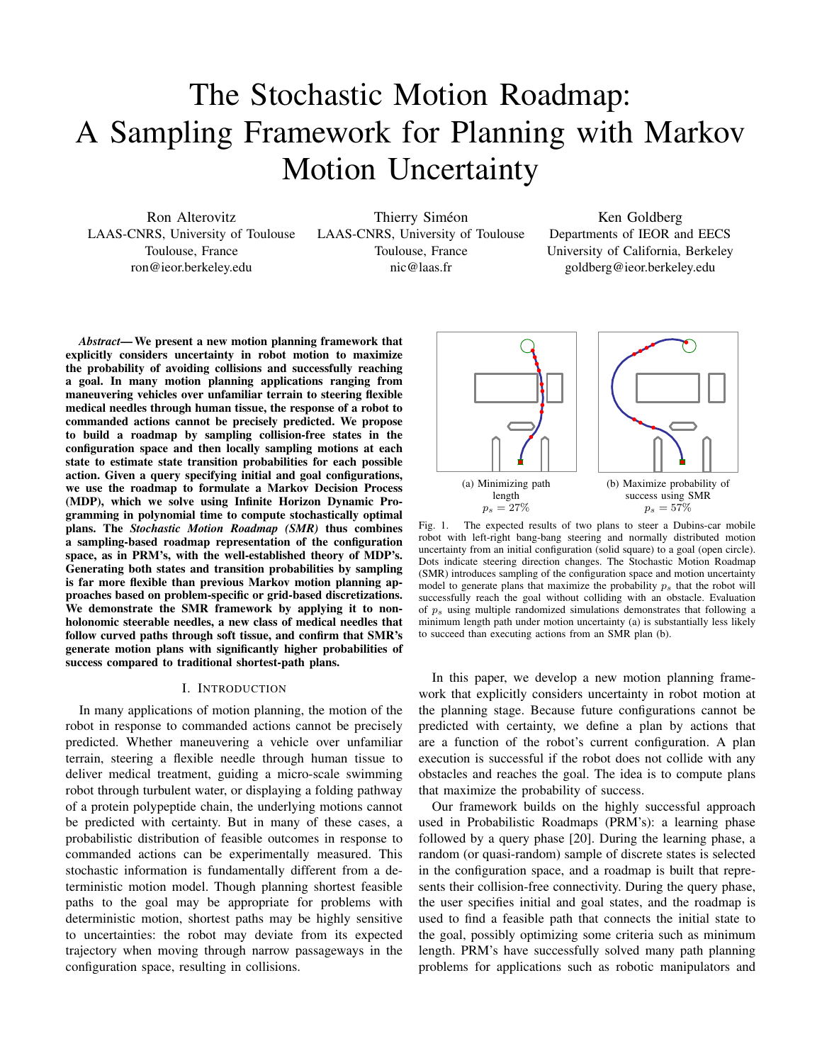# The Stochastic Motion Roadmap: A Sampling Framework for Planning with Markov Motion Uncertainty

Ron Alterovitz
LAAS-CNRS, University of Toulouse
Toulouse, France
ron@ieor.berkeley.edu

Thierry Siméon
LAAS-CNRS, University of Toulouse
Toulouse, France
nic@laas.fr

Ken Goldberg
Departments of IEOR and EECS
University of California, Berkeley
goldberg@ieor.berkeley.edu

***Abstract*— We present a new motion planning framework that explicitly considers uncertainty in robot motion to maximize the probability of avoiding collisions and successfully reaching a goal. In many motion planning applications ranging from maneuvering vehicles over unfamiliar terrain to steering flexible medical needles through human tissue, the response of a robot to commanded actions cannot be precisely predicted. We propose to build a roadmap by sampling collision-free states in the configuration space and then locally sampling motions at each state to estimate state transition probabilities for each possible action. Given a query specifying initial and goal configurations, we use the roadmap to formulate a Markov Decision Process (MDP), which we solve using Infinite Horizon Dynamic Programming in polynomial time to compute stochastically optimal plans. The *Stochastic Motion Roadmap (SMR)* thus combines a sampling-based roadmap representation of the configuration space, as in PRM's, with the well-established theory of MDP's. Generating both states and transition probabilities by sampling is far more flexible than previous Markov motion planning approaches based on problem-specific or grid-based discretizations. We demonstrate the SMR framework by applying it to nonholonomic steerable needles, a new class of medical needles that follow curved paths through soft tissue, and confirm that SMR's generate motion plans with significantly higher probabilities of success compared to traditional shortest-path plans.**

## I. Introduction

In many applications of motion planning, the motion of the robot in response to commanded actions cannot be precisely predicted. Whether maneuvering a vehicle over unfamiliar terrain, steering a flexible needle through human tissue to deliver medical treatment, guiding a micro-scale swimming robot through turbulent water, or displaying a folding pathway of a protein polypeptide chain, the underlying motions cannot be predicted with certainty. But in many of these cases, a probabilistic distribution of feasible outcomes in response to commanded actions can be experimentally measured. This stochastic information is fundamentally different from a deterministic motion model. Though planning shortest feasible paths to the goal may be appropriate for problems with deterministic motion, shortest paths may be highly sensitive to uncertainties: the robot may deviate from its expected trajectory when moving through narrow passageways in the configuration space, resulting in collisions.

(a) Minimizing path length $p_s = 27\%$

(b) Maximize probability of success using SMR $p_s = 57\%$

Fig. 1. The expected results of two plans to steer a Dubins-car mobile robot with left-right bang-bang steering and normally distributed motion uncertainty from an initial configuration (solid square) to a goal (open circle). Dots indicate steering direction changes. The Stochastic Motion Roadmap (SMR) introduces sampling of the configuration space and motion uncertainty model to generate plans that maximize the probability $p_s$ that the robot will successfully reach the goal without colliding with an obstacle. Evaluation of $p_s$ using multiple randomized simulations demonstrates that following a minimum length path under motion uncertainty (a) is substantially less likely to succeed than executing actions from an SMR plan (b).

In this paper, we develop a new motion planning framework that explicitly considers uncertainty in robot motion at the planning stage. Because future configurations cannot be predicted with certainty, we define a plan by actions that are a function of the robot's current configuration. A plan execution is successful if the robot does not collide with any obstacles and reaches the goal. The idea is to compute plans that maximize the probability of success.

Our framework builds on the highly successful approach used in Probabilistic Roadmaps (PRM's): a learning phase followed by a query phase [20]. During the learning phase, a random (or quasi-random) sample of discrete states is selected in the configuration space, and a roadmap is built that represents their collision-free connectivity. During the query phase, the user specifies initial and goal states, and the roadmap is used to find a feasible path that connects the initial state to the goal, possibly optimizing some criteria such as minimum length. PRM's have successfully solved many path planning problems for applications such as robotic manipulators and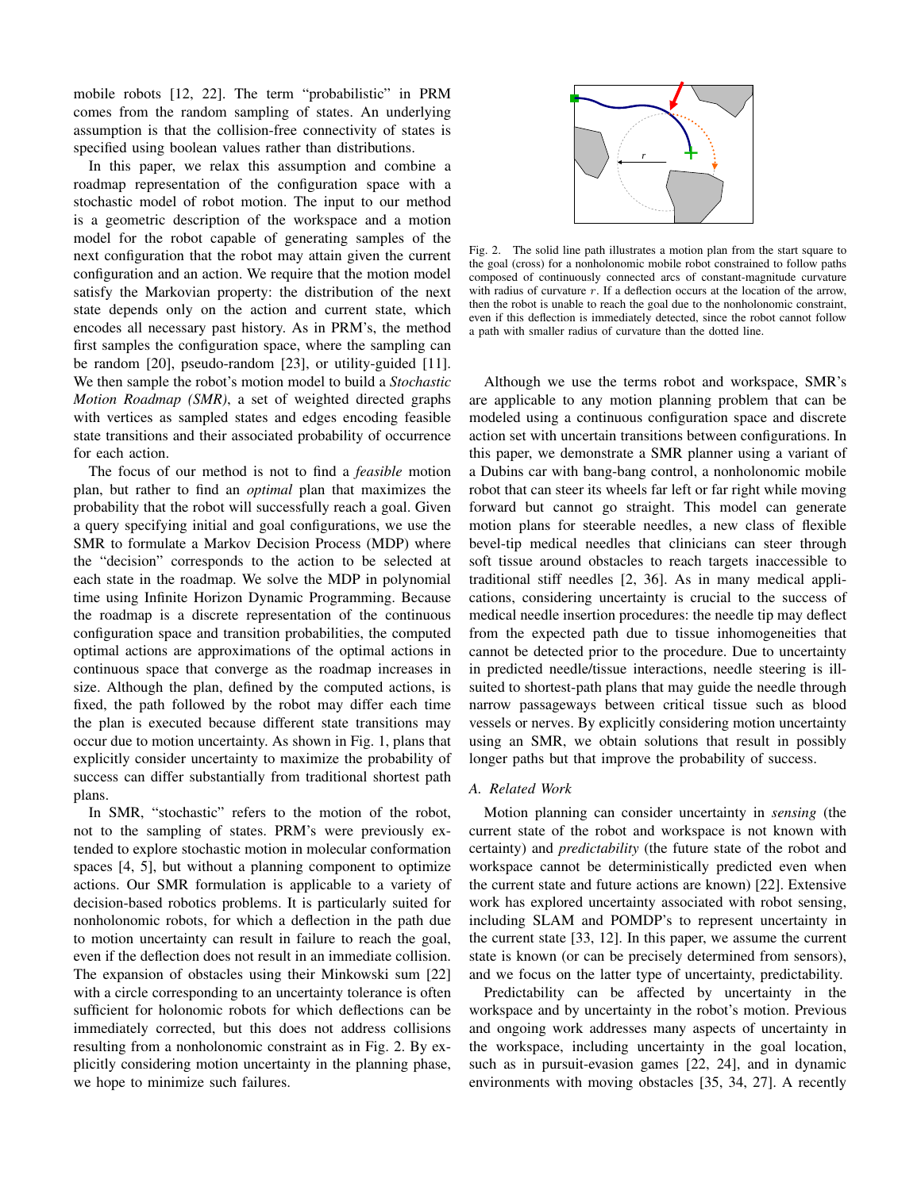mobile robots [12, 22]. The term "probabilistic" in PRM comes from the random sampling of states. An underlying assumption is that the collision-free connectivity of states is specified using boolean values rather than distributions.

In this paper, we relax this assumption and combine a roadmap representation of the configuration space with a stochastic model of robot motion. The input to our method is a geometric description of the workspace and a motion model for the robot capable of generating samples of the next configuration that the robot may attain given the current configuration and an action. We require that the motion model satisfy the Markovian property: the distribution of the next state depends only on the action and current state, which encodes all necessary past history. As in PRM's, the method first samples the configuration space, where the sampling can be random [20], pseudo-random [23], or utility-guided [11]. We then sample the robot's motion model to build a *Stochastic Motion Roadmap (SMR)*, a set of weighted directed graphs with vertices as sampled states and edges encoding feasible state transitions and their associated probability of occurrence for each action.

The focus of our method is not to find a *feasible* motion plan, but rather to find an *optimal* plan that maximizes the probability that the robot will successfully reach a goal. Given a query specifying initial and goal configurations, we use the SMR to formulate a Markov Decision Process (MDP) where the "decision" corresponds to the action to be selected at each state in the roadmap. We solve the MDP in polynomial time using Infinite Horizon Dynamic Programming. Because the roadmap is a discrete representation of the continuous configuration space and transition probabilities, the computed optimal actions are approximations of the optimal actions in continuous space that converge as the roadmap increases in size. Although the plan, defined by the computed actions, is fixed, the path followed by the robot may differ each time the plan is executed because different state transitions may occur due to motion uncertainty. As shown in Fig. 1, plans that explicitly consider uncertainty to maximize the probability of success can differ substantially from traditional shortest path plans.

In SMR, "stochastic" refers to the motion of the robot, not to the sampling of states. PRM's were previously extended to explore stochastic motion in molecular conformation spaces [4, 5], but without a planning component to optimize actions. Our SMR formulation is applicable to a variety of decision-based robotics problems. It is particularly suited for nonholonomic robots, for which a deflection in the path due to motion uncertainty can result in failure to reach the goal, even if the deflection does not result in an immediate collision. The expansion of obstacles using their Minkowski sum [22] with a circle corresponding to an uncertainty tolerance is often sufficient for holonomic robots for which deflections can be immediately corrected, but this does not address collisions resulting from a nonholonomic constraint as in Fig. 2. By explicitly considering motion uncertainty in the planning phase, we hope to minimize such failures.

Fig. 2. The solid line path illustrates a motion plan from the start square to the goal (cross) for a nonholonomic mobile robot constrained to follow paths composed of continuously connected arcs of constant-magnitude curvature with radius of curvature $r$. If a deflection occurs at the location of the arrow, then the robot is unable to reach the goal due to the nonholonomic constraint, even if this deflection is immediately detected, since the robot cannot follow a path with smaller radius of curvature than the dotted line.

Although we use the terms robot and workspace, SMR's are applicable to any motion planning problem that can be modeled using a continuous configuration space and discrete action set with uncertain transitions between configurations. In this paper, we demonstrate a SMR planner using a variant of a Dubins car with bang-bang control, a nonholonomic mobile robot that can steer its wheels far left or far right while moving forward but cannot go straight. This model can generate motion plans for steerable needles, a new class of flexible bevel-tip medical needles that clinicians can steer through soft tissue around obstacles to reach targets inaccessible to traditional stiff needles [2, 36]. As in many medical applications, considering uncertainty is crucial to the success of medical needle insertion procedures: the needle tip may deflect from the expected path due to tissue inhomogeneities that cannot be detected prior to the procedure. Due to uncertainty in predicted needle/tissue interactions, needle steering is ill-suited to shortest-path plans that may guide the needle through narrow passageways between critical tissue such as blood vessels or nerves. By explicitly considering motion uncertainty using an SMR, we obtain solutions that result in possibly longer paths but that improve the probability of success.

### A. Related Work

Motion planning can consider uncertainty in *sensing* (the current state of the robot and workspace is not known with certainty) and *predictability* (the future state of the robot and workspace cannot be deterministically predicted even when the current state and future actions are known) [22]. Extensive work has explored uncertainty associated with robot sensing, including SLAM and POMDP's to represent uncertainty in the current state [33, 12]. In this paper, we assume the current state is known (or can be precisely determined from sensors), and we focus on the latter type of uncertainty, predictability.

Predictability can be affected by uncertainty in the workspace and by uncertainty in the robot's motion. Previous and ongoing work addresses many aspects of uncertainty in the workspace, including uncertainty in the goal location, such as in pursuit-evasion games [22, 24], and in dynamic environments with moving obstacles [35, 34, 27]. A recently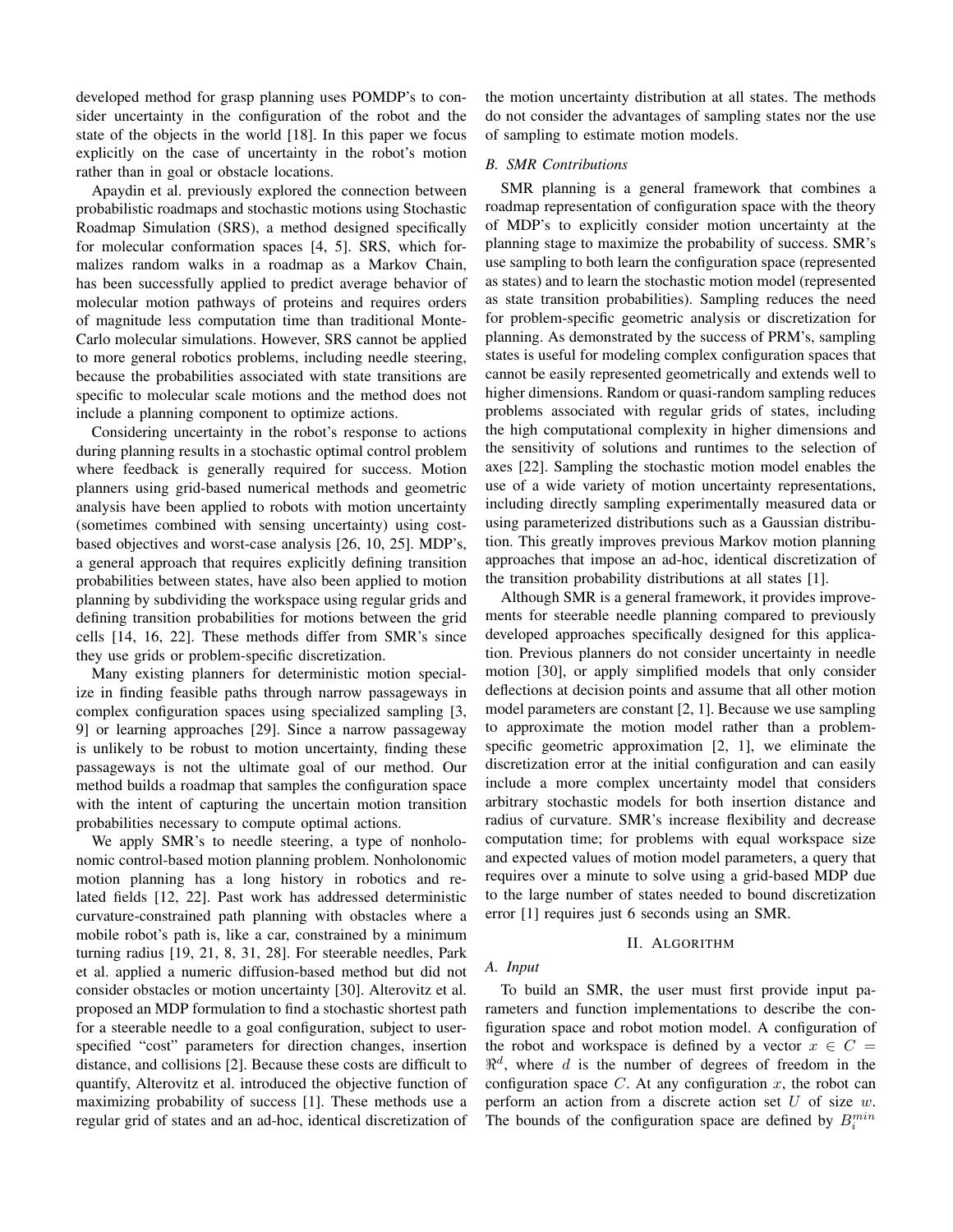developed method for grasp planning uses POMDP's to consider uncertainty in the configuration of the robot and the state of the objects in the world [18]. In this paper we focus explicitly on the case of uncertainty in the robot's motion rather than in goal or obstacle locations.

Apaydin et al. previously explored the connection between probabilistic roadmaps and stochastic motions using Stochastic Roadmap Simulation (SRS), a method designed specifically for molecular conformation spaces [4, 5]. SRS, which formalizes random walks in a roadmap as a Markov Chain, has been successfully applied to predict average behavior of molecular motion pathways of proteins and requires orders of magnitude less computation time than traditional Monte-Carlo molecular simulations. However, SRS cannot be applied to more general robotics problems, including needle steering, because the probabilities associated with state transitions are specific to molecular scale motions and the method does not include a planning component to optimize actions.

Considering uncertainty in the robot's response to actions during planning results in a stochastic optimal control problem where feedback is generally required for success. Motion planners using grid-based numerical methods and geometric analysis have been applied to robots with motion uncertainty (sometimes combined with sensing uncertainty) using cost-based objectives and worst-case analysis [26, 10, 25]. MDP's, a general approach that requires explicitly defining transition probabilities between states, have also been applied to motion planning by subdividing the workspace using regular grids and defining transition probabilities for motions between the grid cells [14, 16, 22]. These methods differ from SMR's since they use grids or problem-specific discretization.

Many existing planners for deterministic motion specialize in finding feasible paths through narrow passageways in complex configuration spaces using specialized sampling [3, 9] or learning approaches [29]. Since a narrow passageway is unlikely to be robust to motion uncertainty, finding these passageways is not the ultimate goal of our method. Our method builds a roadmap that samples the configuration space with the intent of capturing the uncertain motion transition probabilities necessary to compute optimal actions.

We apply SMR's to needle steering, a type of nonholonomic control-based motion planning problem. Nonholonomic motion planning has a long history in robotics and related fields [12, 22]. Past work has addressed deterministic curvature-constrained path planning with obstacles where a mobile robot's path is, like a car, constrained by a minimum turning radius [19, 21, 8, 31, 28]. For steerable needles, Park et al. applied a numeric diffusion-based method but did not consider obstacles or motion uncertainty [30]. Alterovitz et al. proposed an MDP formulation to find a stochastic shortest path for a steerable needle to a goal configuration, subject to user-specified "cost" parameters for direction changes, insertion distance, and collisions [2]. Because these costs are difficult to quantify, Alterovitz et al. introduced the objective function of maximizing probability of success [1]. These methods use a regular grid of states and an ad-hoc, identical discretization of the motion uncertainty distribution at all states. The methods do not consider the advantages of sampling states nor the use of sampling to estimate motion models.

### *B. SMR Contributions*

SMR planning is a general framework that combines a roadmap representation of configuration space with the theory of MDP's to explicitly consider motion uncertainty at the planning stage to maximize the probability of success. SMR's use sampling to both learn the configuration space (represented as states) and to learn the stochastic motion model (represented as state transition probabilities). Sampling reduces the need for problem-specific geometric analysis or discretization for planning. As demonstrated by the success of PRM's, sampling states is useful for modeling complex configuration spaces that cannot be easily represented geometrically and extends well to higher dimensions. Random or quasi-random sampling reduces problems associated with regular grids of states, including the high computational complexity in higher dimensions and the sensitivity of solutions and runtimes to the selection of axes [22]. Sampling the stochastic motion model enables the use of a wide variety of motion uncertainty representations, including directly sampling experimentally measured data or using parameterized distributions such as a Gaussian distribution. This greatly improves previous Markov motion planning approaches that impose an ad-hoc, identical discretization of the transition probability distributions at all states [1].

Although SMR is a general framework, it provides improvements for steerable needle planning compared to previously developed approaches specifically designed for this application. Previous planners do not consider uncertainty in needle motion [30], or apply simplified models that only consider deflections at decision points and assume that all other motion model parameters are constant [2, 1]. Because we use sampling to approximate the motion model rather than a problem-specific geometric approximation [2, 1], we eliminate the discretization error at the initial configuration and can easily include a more complex uncertainty model that considers arbitrary stochastic models for both insertion distance and radius of curvature. SMR's increase flexibility and decrease computation time; for problems with equal workspace size and expected values of motion model parameters, a query that requires over a minute to solve using a grid-based MDP due to the large number of states needed to bound discretization error [1] requires just 6 seconds using an SMR.

## II. Algorithm

### *A. Input*

To build an SMR, the user must first provide input parameters and function implementations to describe the configuration space and robot motion model. A configuration of the robot and workspace is defined by a vector $x \in C = \Re^d$, where $d$ is the number of degrees of freedom in the configuration space $C$. At any configuration $x$, the robot can perform an action from a discrete action set $U$ of size $w$. The bounds of the configuration space are defined by $B_i^{min}$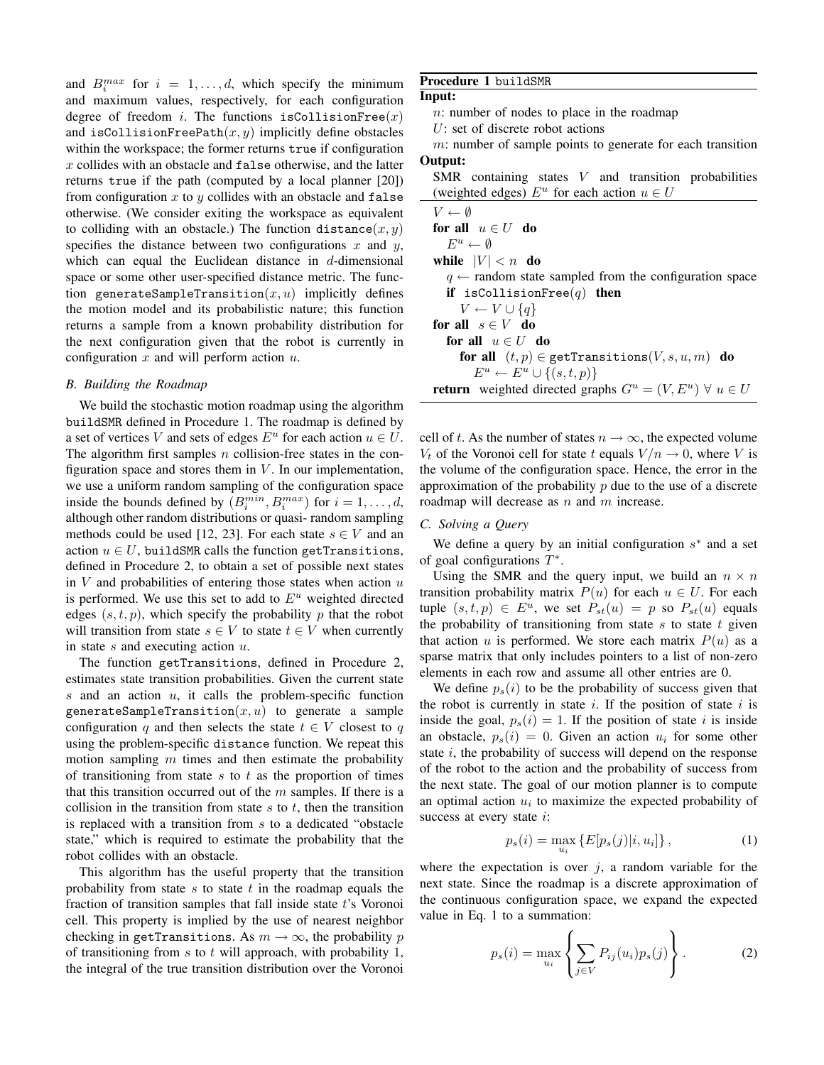and $B_i^{max}$ for $i = 1, \ldots, d$, which specify the minimum and maximum values, respectively, for each configuration degree of freedom $i$. The functions `isCollisionFree(x)` and `isCollisionFreePath(x, y)` implicitly define obstacles within the workspace; the former returns `true` if configuration $x$ collides with an obstacle and `false` otherwise, and the latter returns `true` if the path (computed by a local planner [20]) from configuration $x$ to $y$ collides with an obstacle and `false` otherwise. (We consider exiting the workspace as equivalent to colliding with an obstacle.) The function `distance(x, y)` specifies the distance between two configurations $x$ and $y$, which can equal the Euclidean distance in $d$-dimensional space or some other user-specified distance metric. The function `generateSampleTransition(x, u)` implicitly defines the motion model and its probabilistic nature; this function returns a sample from a known probability distribution for the next configuration given that the robot is currently in configuration $x$ and will perform action $u$.

### *B. Building the Roadmap*

We build the stochastic motion roadmap using the algorithm `buildSMR` defined in Procedure 1. The roadmap is defined by a set of vertices $V$ and sets of edges $E^u$ for each action $u \in U$. The algorithm first samples $n$ collision-free states in the configuration space and stores them in $V$. In our implementation, we use a uniform random sampling of the configuration space inside the bounds defined by $(B_i^{min}, B_i^{max})$ for $i = 1, \ldots, d$, although other random distributions or quasi- random sampling methods could be used [12, 23]. For each state $s \in V$ and an action $u \in U$, `buildSMR` calls the function `getTransitions`, defined in Procedure 2, to obtain a set of possible next states in $V$ and probabilities of entering those states when action $u$ is performed. We use this set to add to $E^u$ weighted directed edges $(s, t, p)$, which specify the probability $p$ that the robot will transition from state $s \in V$ to state $t \in V$ when currently in state $s$ and executing action $u$.

The function `getTransitions`, defined in Procedure 2, estimates state transition probabilities. Given the current state $s$ and an action $u$, it calls the problem-specific function `generateSampleTransition(x, u)` to generate a sample configuration $q$ and then selects the state $t \in V$ closest to $q$ using the problem-specific `distance` function. We repeat this motion sampling $m$ times and then estimate the probability of transitioning from state $s$ to $t$ as the proportion of times that this transition occurred out of the $m$ samples. If there is a collision in the transition from state $s$ to $t$, then the transition is replaced with a transition from $s$ to a dedicated "obstacle state," which is required to estimate the probability that the robot collides with an obstacle.

This algorithm has the useful property that the transition probability from state $s$ to state $t$ in the roadmap equals the fraction of transition samples that fall inside state $t$'s Voronoi cell. This property is implied by the use of nearest neighbor checking in `getTransitions`. As $m \to \infty$, the probability $p$ of transitioning from $s$ to $t$ will approach, with probability 1, the integral of the true transition distribution over the Voronoi cell of $t$. As the number of states $n \to \infty$, the expected volume $V_t$ of the Voronoi cell for state $t$ equals $V/n \to 0$, where $V$ is the volume of the configuration space. Hence, the error in the approximation of the probability $p$ due to the use of a discrete roadmap will decrease as $n$ and $m$ increase.

**Procedure 1** `buildSMR`

**Input:**
- $n$: number of nodes to place in the roadmap
- $U$: set of discrete robot actions
- $m$: number of sample points to generate for each transition

**Output:**
SMR containing states $V$ and transition probabilities (weighted edges) $E^u$ for each action $u \in U$

```
V ← ∅
for all u ∈ U do
    E^u ← ∅
while |V| < n do
    q ← random state sampled from the configuration space
    if isCollisionFree(q) then
        V ← V ∪ {q}
for all s ∈ V do
    for all u ∈ U do
        for all (t, p) ∈ getTransitions(V, s, u, m) do
            E^u ← E^u ∪ {(s, t, p)}
return weighted directed graphs G^u = (V, E^u) ∀ u ∈ U
```

### *C. Solving a Query*

We define a query by an initial configuration $s^*$ and a set of goal configurations $T^*$.

Using the SMR and the query input, we build an $n \times n$ transition probability matrix $P(u)$ for each $u \in U$. For each tuple $(s, t, p) \in E^u$, we set $P_{st}(u) = p$ so $P_{st}(u)$ equals the probability of transitioning from state $s$ to state $t$ given that action $u$ is performed. We store each matrix $P(u)$ as a sparse matrix that only includes pointers to a list of non-zero elements in each row and assume all other entries are 0.

We define $p_s(i)$ to be the probability of success given that the robot is currently in state $i$. If the position of state $i$ is inside the goal, $p_s(i) = 1$. If the position of state $i$ is inside an obstacle, $p_s(i) = 0$. Given an action $u_i$ for some other state $i$, the probability of success will depend on the response of the robot to the action and the probability of success from the next state. The goal of our motion planner is to compute an optimal action $u_i$ to maximize the expected probability of success at every state $i$:

$$p_s(i) = \max_{u_i} \left\{ E[p_s(j)|i, u_i] \right\}, \tag{1}$$

where the expectation is over $j$, a random variable for the next state. Since the roadmap is a discrete approximation of the continuous configuration space, we expand the expected value in Eq. 1 to a summation:

$$p_s(i) = \max_{u_i} \left\{ \sum_{j \in V} P_{ij}(u_i) p_s(j) \right\}. \tag{2}$$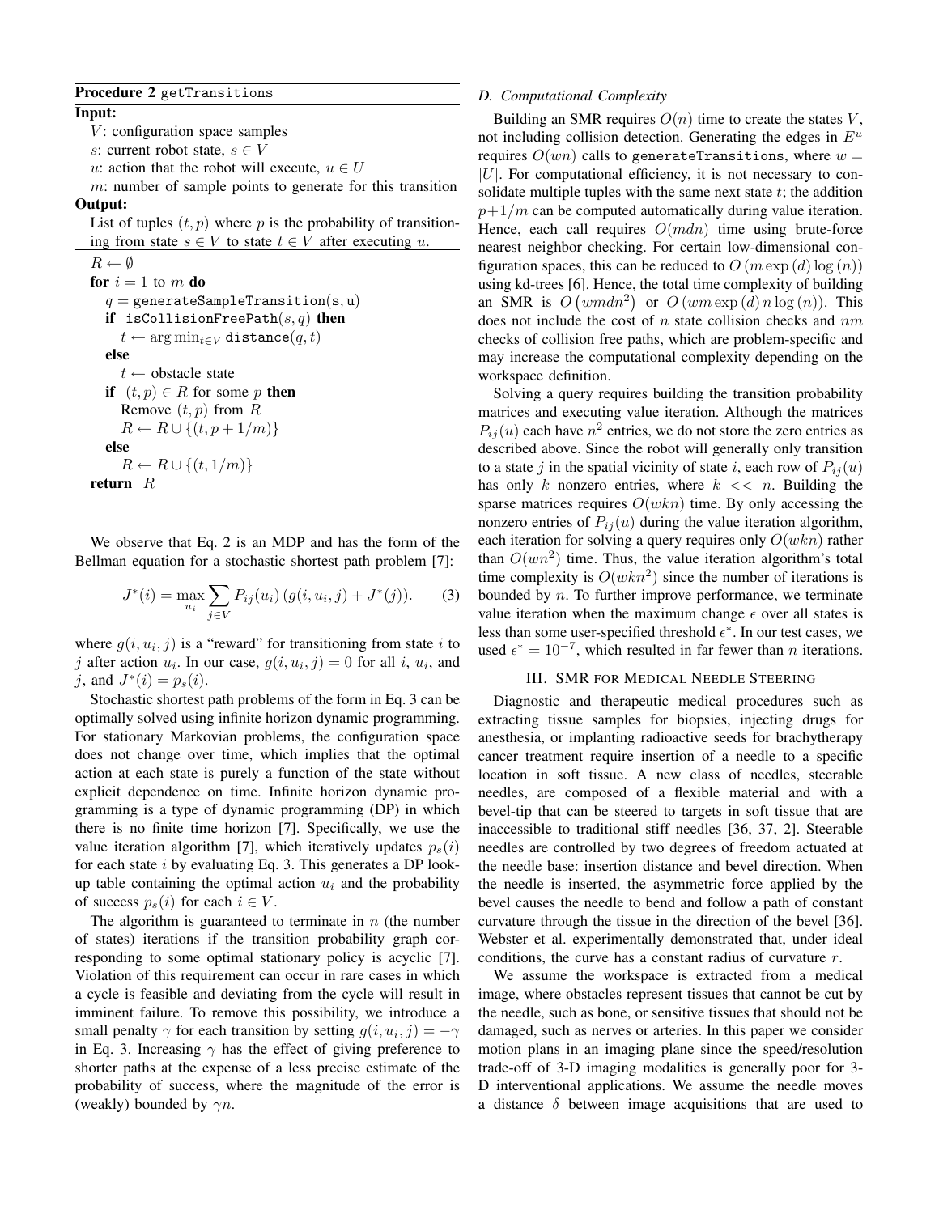**Procedure 2** getTransitions

**Input:**

$V$: configuration space samples

$s$: current robot state, $s \in V$

$u$: action that the robot will execute, $u \in U$

$m$: number of sample points to generate for this transition

**Output:**

List of tuples $(t, p)$ where $p$ is the probability of transitioning from state $s \in V$ to state $t \in V$ after executing $u$.

```
R ← ∅
for i = 1 to m do
  q = generateSampleTransition(s, u)
  if isCollisionFreePath(s, q) then
    t ← arg min_{t∈V} distance(q, t)
  else
    t ← obstacle state
  if (t, p) ∈ R for some p then
    Remove (t, p) from R
    R ← R ∪ {(t, p + 1/m)}
  else
    R ← R ∪ {(t, 1/m)}
return R
```

We observe that Eq. 2 is an MDP and has the form of the Bellman equation for a stochastic shortest path problem [7]:

$$J^*(i) = \max_{u_i} \sum_{j \in V} P_{ij}(u_i) \left( g(i, u_i, j) + J^*(j) \right). \tag{3}$$

where $g(i, u_i, j)$ is a "reward" for transitioning from state $i$ to $j$ after action $u_i$. In our case, $g(i, u_i, j) = 0$ for all $i$, $u_i$, and $j$, and $J^*(i) = p_s(i)$.

Stochastic shortest path problems of the form in Eq. 3 can be optimally solved using infinite horizon dynamic programming. For stationary Markovian problems, the configuration space does not change over time, which implies that the optimal action at each state is purely a function of the state without explicit dependence on time. Infinite horizon dynamic programming is a type of dynamic programming (DP) in which there is no finite time horizon [7]. Specifically, we use the value iteration algorithm [7], which iteratively updates $p_s(i)$ for each state $i$ by evaluating Eq. 3. This generates a DP look-up table containing the optimal action $u_i$ and the probability of success $p_s(i)$ for each $i \in V$.

The algorithm is guaranteed to terminate in $n$ (the number of states) iterations if the transition probability graph corresponding to some optimal stationary policy is acyclic [7]. Violation of this requirement can occur in rare cases in which a cycle is feasible and deviating from the cycle will result in imminent failure. To remove this possibility, we introduce a small penalty $\gamma$ for each transition by setting $g(i, u_i, j) = -\gamma$ in Eq. 3. Increasing $\gamma$ has the effect of giving preference to shorter paths at the expense of a less precise estimate of the probability of success, where the magnitude of the error is (weakly) bounded by $\gamma n$.

### *D. Computational Complexity*

Building an SMR requires $O(n)$ time to create the states $V$, not including collision detection. Generating the edges in $E^u$ requires $O(wn)$ calls to generateTransitions, where $w = |U|$. For computational efficiency, it is not necessary to consolidate multiple tuples with the same next state $t$; the addition $p+1/m$ can be computed automatically during value iteration. Hence, each call requires $O(mdn)$ time using brute-force nearest neighbor checking. For certain low-dimensional configuration spaces, this can be reduced to $O(m \exp(d) \log(n))$ using kd-trees [6]. Hence, the total time complexity of building an SMR is $O(wmdn^2)$ or $O(wm \exp(d) \, n \log(n))$. This does not include the cost of $n$ state collision checks and $nm$ checks of collision free paths, which are problem-specific and may increase the computational complexity depending on the workspace definition.

Solving a query requires building the transition probability matrices and executing value iteration. Although the matrices $P_{ij}(u)$ each have $n^2$ entries, we do not store the zero entries as described above. Since the robot will generally only transition to a state $j$ in the spatial vicinity of state $i$, each row of $P_{ij}(u)$ has only $k$ nonzero entries, where $k << n$. Building the sparse matrices requires $O(wkn)$ time. By only accessing the nonzero entries of $P_{ij}(u)$ during the value iteration algorithm, each iteration for solving a query requires only $O(wkn)$ rather than $O(wn^2)$ time. Thus, the value iteration algorithm's total time complexity is $O(wkn^2)$ since the number of iterations is bounded by $n$. To further improve performance, we terminate value iteration when the maximum change $\epsilon$ over all states is less than some user-specified threshold $\epsilon^*$. In our test cases, we used $\epsilon^* = 10^{-7}$, which resulted in far fewer than $n$ iterations.

## III. SMR for Medical Needle Steering

Diagnostic and therapeutic medical procedures such as extracting tissue samples for biopsies, injecting drugs for anesthesia, or implanting radioactive seeds for brachytherapy cancer treatment require insertion of a needle to a specific location in soft tissue. A new class of needles, steerable needles, are composed of a flexible material and with a bevel-tip that can be steered to targets in soft tissue that are inaccessible to traditional stiff needles [36, 37, 2]. Steerable needles are controlled by two degrees of freedom actuated at the needle base: insertion distance and bevel direction. When the needle is inserted, the asymmetric force applied by the bevel causes the needle to bend and follow a path of constant curvature through the tissue in the direction of the bevel [36]. Webster et al. experimentally demonstrated that, under ideal conditions, the curve has a constant radius of curvature $r$.

We assume the workspace is extracted from a medical image, where obstacles represent tissues that cannot be cut by the needle, such as bone, or sensitive tissues that should not be damaged, such as nerves or arteries. In this paper we consider motion plans in an imaging plane since the speed/resolution trade-off of 3-D imaging modalities is generally poor for 3-D interventional applications. We assume the needle moves a distance $\delta$ between image acquisitions that are used to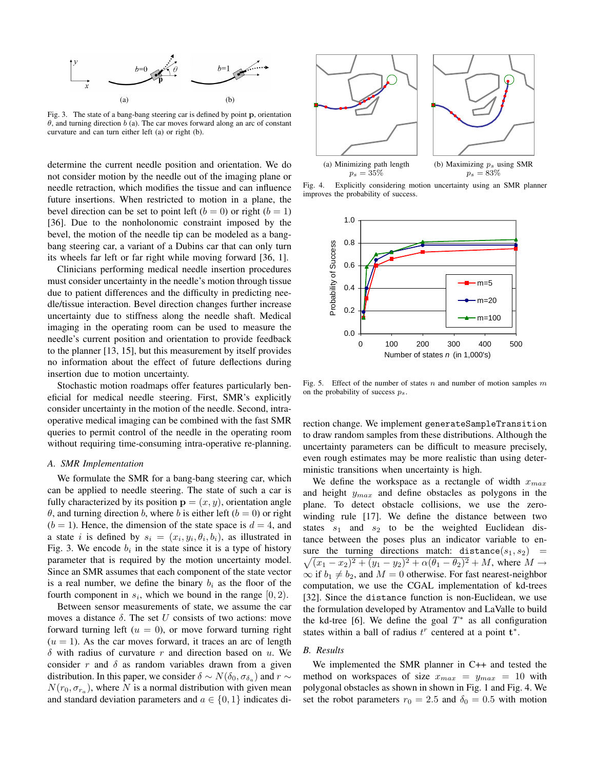Fig. 3. The state of a bang-bang steering car is defined by point $\mathbf{p}$, orientation $\theta$, and turning direction $b$ (a). The car moves forward along an arc of constant curvature and can turn either left (a) or right (b).

determine the current needle position and orientation. We do not consider motion by the needle out of the imaging plane or needle retraction, which modifies the tissue and can influence future insertions. When restricted to motion in a plane, the bevel direction can be set to point left ($b = 0$) or right ($b = 1$) [36]. Due to the nonholonomic constraint imposed by the bevel, the motion of the needle tip can be modeled as a bang-bang steering car, a variant of a Dubins car that can only turn its wheels far left or far right while moving forward [36, 1].

Clinicians performing medical needle insertion procedures must consider uncertainty in the needle's motion through tissue due to patient differences and the difficulty in predicting needle/tissue interaction. Bevel direction changes further increase uncertainty due to stiffness along the needle shaft. Medical imaging in the operating room can be used to measure the needle's current position and orientation to provide feedback to the planner [13, 15], but this measurement by itself provides no information about the effect of future deflections during insertion due to motion uncertainty.

Stochastic motion roadmaps offer features particularly beneficial for medical needle steering. First, SMR's explicitly consider uncertainty in the motion of the needle. Second, intra-operative medical imaging can be combined with the fast SMR queries to permit control of the needle in the operating room without requiring time-consuming intra-operative re-planning.

### A. SMR Implementation

We formulate the SMR for a bang-bang steering car, which can be applied to needle steering. The state of such a car is fully characterized by its position $\mathbf{p} = (x, y)$, orientation angle $\theta$, and turning direction $b$, where $b$ is either left ($b = 0$) or right ($b = 1$). Hence, the dimension of the state space is $d = 4$, and a state $i$ is defined by $s_i = (x_i, y_i, \theta_i, b_i)$, as illustrated in Fig. 3. We encode $b_i$ in the state since it is a type of history parameter that is required by the motion uncertainty model. Since an SMR assumes that each component of the state vector is a real number, we define the binary $b_i$ as the floor of the fourth component in $s_i$, which we bound in the range $[0, 2)$.

Between sensor measurements of state, we assume the car moves a distance $\delta$. The set $U$ consists of two actions: move forward turning left ($u = 0$), or move forward turning right ($u = 1$). As the car moves forward, it traces an arc of length $\delta$ with radius of curvature $r$ and direction based on $u$. We consider $r$ and $\delta$ as random variables drawn from a given distribution. In this paper, we consider $\delta \sim N(\delta_0, \sigma_{\delta_a})$ and $r \sim N(r_0, \sigma_{r_a})$, where $N$ is a normal distribution with given mean and standard deviation parameters and $a \in \{0, 1\}$ indicates direction change. We implement `generateSampleTransition` to draw random samples from these distributions. Although the uncertainty parameters can be difficult to measure precisely, even rough estimates may be more realistic than using deterministic transitions when uncertainty is high.

We define the workspace as a rectangle of width $x_{max}$ and height $y_{max}$ and define obstacles as polygons in the plane. To detect obstacle collisions, we use the zero-winding rule [17]. We define the distance between two states $s_1$ and $s_2$ to be the weighted Euclidean distance between the poses plus an indicator variable to ensure the turning directions match: $\texttt{distance}(s_1, s_2) = \sqrt{(x_1 - x_2)^2 + (y_1 - y_2)^2 + \alpha(\theta_1 - \theta_2)^2} + M$, where $M \to \infty$ if $b_1 \neq b_2$, and $M = 0$ otherwise. For fast nearest-neighbor computation, we use the CGAL implementation of kd-trees [32]. Since the `distance` function is non-Euclidean, we use the formulation developed by Atramentov and LaValle to build the kd-tree [6]. We define the goal $T^*$ as all configuration states within a ball of radius $t^r$ centered at a point $\mathbf{t}^*$.

### B. Results

We implemented the SMR planner in C++ and tested the method on workspaces of size $x_{max} = y_{max} = 10$ with polygonal obstacles as shown in shown in Fig. 1 and Fig. 4. We set the robot parameters $r_0 = 2.5$ and $\delta_0 = 0.5$ with motion

(a) Minimizing path length $p_s = 35\%$

(b) Maximizing $p_s$ using SMR $p_s = 83\%$

Fig. 4. Explicitly considering motion uncertainty using an SMR planner improves the probability of success.

Fig. 5. Effect of the number of states $n$ and number of motion samples $m$ on the probability of success $p_s$.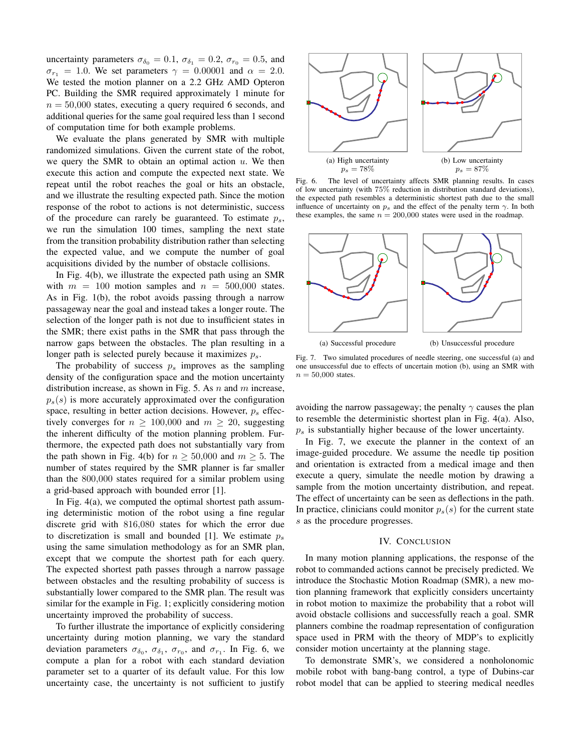uncertainty parameters $\sigma_{\delta_0} = 0.1$, $\sigma_{\delta_1} = 0.2$, $\sigma_{r_0} = 0.5$, and $\sigma_{r_1} = 1.0$. We set parameters $\gamma = 0.00001$ and $\alpha = 2.0$. We tested the motion planner on a 2.2 GHz AMD Opteron PC. Building the SMR required approximately 1 minute for $n = 50{,}000$ states, executing a query required 6 seconds, and additional queries for the same goal required less than 1 second of computation time for both example problems.

We evaluate the plans generated by SMR with multiple randomized simulations. Given the current state of the robot, we query the SMR to obtain an optimal action $u$. We then execute this action and compute the expected next state. We repeat until the robot reaches the goal or hits an obstacle, and we illustrate the resulting expected path. Since the motion response of the robot to actions is not deterministic, success of the procedure can rarely be guaranteed. To estimate $p_s$, we run the simulation 100 times, sampling the next state from the transition probability distribution rather than selecting the expected value, and we compute the number of goal acquisitions divided by the number of obstacle collisions.

In Fig. 4(b), we illustrate the expected path using an SMR with $m = 100$ motion samples and $n = 500{,}000$ states. As in Fig. 1(b), the robot avoids passing through a narrow passageway near the goal and instead takes a longer route. The selection of the longer path is not due to insufficient states in the SMR; there exist paths in the SMR that pass through the narrow gaps between the obstacles. The plan resulting in a longer path is selected purely because it maximizes $p_s$.

The probability of success $p_s$ improves as the sampling density of the configuration space and the motion uncertainty distribution increase, as shown in Fig. 5. As $n$ and $m$ increase, $p_s(s)$ is more accurately approximated over the configuration space, resulting in better action decisions. However, $p_s$ effectively converges for $n \geq 100{,}000$ and $m \geq 20$, suggesting the inherent difficulty of the motion planning problem. Furthermore, the expected path does not substantially vary from the path shown in Fig. 4(b) for $n \geq 50{,}000$ and $m \geq 5$. The number of states required by the SMR planner is far smaller than the $800{,}000$ states required for a similar problem using a grid-based approach with bounded error [1].

In Fig. 4(a), we computed the optimal shortest path assuming deterministic motion of the robot using a fine regular discrete grid with $816{,}080$ states for which the error due to discretization is small and bounded [1]. We estimate $p_s$ using the same simulation methodology as for an SMR plan, except that we compute the shortest path for each query. The expected shortest path passes through a narrow passage between obstacles and the resulting probability of success is substantially lower compared to the SMR plan. The result was similar for the example in Fig. 1; explicitly considering motion uncertainty improved the probability of success.

To further illustrate the importance of explicitly considering uncertainty during motion planning, we vary the standard deviation parameters $\sigma_{\delta_0}$, $\sigma_{\delta_1}$, $\sigma_{r_0}$, and $\sigma_{r_1}$. In Fig. 6, we compute a plan for a robot with each standard deviation parameter set to a quarter of its default value. For this low uncertainty case, the uncertainty is not sufficient to justify avoiding the narrow passageway; the penalty $\gamma$ causes the plan to resemble the deterministic shortest plan in Fig. 4(a). Also, $p_s$ is substantially higher because of the lower uncertainty.

(a) High uncertainty $p_s = 78\%$ (b) Low uncertainty $p_s = 87\%$

Fig. 6. The level of uncertainty affects SMR planning results. In cases of low uncertainty (with 75% reduction in distribution standard deviations), the expected path resembles a deterministic shortest path due to the small influence of uncertainty on $p_s$ and the effect of the penalty term $\gamma$. In both these examples, the same $n = 200{,}000$ states were used in the roadmap.

(a) Successful procedure (b) Unsuccessful procedure

Fig. 7. Two simulated procedures of needle steering, one successful (a) and one unsuccessful due to effects of uncertain motion (b), using an SMR with $n = 50{,}000$ states.

In Fig. 7, we execute the planner in the context of an image-guided procedure. We assume the needle tip position and orientation is extracted from a medical image and then execute a query, simulate the needle motion by drawing a sample from the motion uncertainty distribution, and repeat. The effect of uncertainty can be seen as deflections in the path. In practice, clinicians could monitor $p_s(s)$ for the current state $s$ as the procedure progresses.

## IV. Conclusion

In many motion planning applications, the response of the robot to commanded actions cannot be precisely predicted. We introduce the Stochastic Motion Roadmap (SMR), a new motion planning framework that explicitly considers uncertainty in robot motion to maximize the probability that a robot will avoid obstacle collisions and successfully reach a goal. SMR planners combine the roadmap representation of configuration space used in PRM with the theory of MDP's to explicitly consider motion uncertainty at the planning stage.

To demonstrate SMR's, we considered a nonholonomic mobile robot with bang-bang control, a type of Dubins-car robot model that can be applied to steering medical needles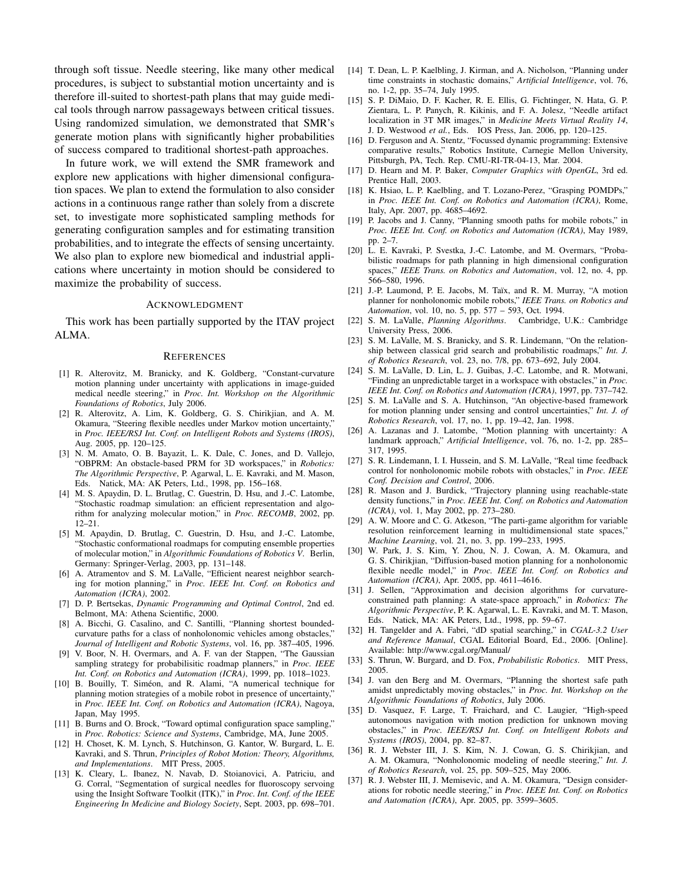through soft tissue. Needle steering, like many other medical procedures, is subject to substantial motion uncertainty and is therefore ill-suited to shortest-path plans that may guide medical tools through narrow passageways between critical tissues. Using randomized simulation, we demonstrated that SMR's generate motion plans with significantly higher probabilities of success compared to traditional shortest-path approaches.

In future work, we will extend the SMR framework and explore new applications with higher dimensional configuration spaces. We plan to extend the formulation to also consider actions in a continuous range rather than solely from a discrete set, to investigate more sophisticated sampling methods for generating configuration samples and for estimating transition probabilities, and to integrate the effects of sensing uncertainty. We also plan to explore new biomedical and industrial applications where uncertainty in motion should be considered to maximize the probability of success.

## Acknowledgment

This work has been partially supported by the ITAV project ALMA.

## References

[1] R. Alterovitz, M. Branicky, and K. Goldberg, "Constant-curvature motion planning under uncertainty with applications in image-guided medical needle steering," in *Proc. Int. Workshop on the Algorithmic Foundations of Robotics*, July 2006.

[2] R. Alterovitz, A. Lim, K. Goldberg, G. S. Chirikjian, and A. M. Okamura, "Steering flexible needles under Markov motion uncertainty," in *Proc. IEEE/RSJ Int. Conf. on Intelligent Robots and Systems (IROS)*, Aug. 2005, pp. 120–125.

[3] N. M. Amato, O. B. Bayazit, L. K. Dale, C. Jones, and D. Vallejo, "OBPRM: An obstacle-based PRM for 3D workspaces," in *Robotics: The Algorithmic Perspective*, P. Agarwal, L. E. Kavraki, and M. Mason, Eds. Natick, MA: AK Peters, Ltd., 1998, pp. 156–168.

[4] M. S. Apaydin, D. L. Brutlag, C. Guestrin, D. Hsu, and J.-C. Latombe, "Stochastic roadmap simulation: an efficient representation and algorithm for analyzing molecular motion," in *Proc. RECOMB*, 2002, pp. 12–21.

[5] M. Apaydin, D. Brutlag, C. Guestrin, D. Hsu, and J.-C. Latombe, "Stochastic conformational roadmaps for computing ensemble properties of molecular motion," in *Algorithmic Foundations of Robotics V*. Berlin, Germany: Springer-Verlag, 2003, pp. 131–148.

[6] A. Atramentov and S. M. LaValle, "Efficient nearest neighbor searching for motion planning," in *Proc. IEEE Int. Conf. on Robotics and Automation (ICRA)*, 2002.

[7] D. P. Bertsekas, *Dynamic Programming and Optimal Control*, 2nd ed. Belmont, MA: Athena Scientific, 2000.

[8] A. Bicchi, G. Casalino, and C. Santilli, "Planning shortest bounded-curvature paths for a class of nonholonomic vehicles among obstacles," *Journal of Intelligent and Robotic Systems*, vol. 16, pp. 387–405, 1996.

[9] V. Boor, N. H. Overmars, and A. F. van der Stappen, "The Gaussian sampling strategy for probabilisitic roadmap planners," in *Proc. IEEE Int. Conf. on Robotics and Automation (ICRA)*, 1999, pp. 1018–1023.

[10] B. Bouilly, T. Siméon, and R. Alami, "A numerical technique for planning motion strategies of a mobile robot in presence of uncertainty," in *Proc. IEEE Int. Conf. on Robotics and Automation (ICRA)*, Nagoya, Japan, May 1995.

[11] B. Burns and O. Brock, "Toward optimal configuration space sampling," in *Proc. Robotics: Science and Systems*, Cambridge, MA, June 2005.

[12] H. Choset, K. M. Lynch, S. Hutchinson, G. Kantor, W. Burgard, L. E. Kavraki, and S. Thrun, *Principles of Robot Motion: Theory, Algorithms, and Implementations*. MIT Press, 2005.

[13] K. Cleary, L. Ibanez, N. Navab, D. Stoianovici, A. Patriciu, and G. Corral, "Segmentation of surgical needles for fluoroscopy servoing using the Insight Software Toolkit (ITK)," in *Proc. Int. Conf. of the IEEE Engineering In Medicine and Biology Society*, Sept. 2003, pp. 698–701.

[14] T. Dean, L. P. Kaelbling, J. Kirman, and A. Nicholson, "Planning under time constraints in stochastic domains," *Artificial Intelligence*, vol. 76, no. 1-2, pp. 35–74, July 1995.

[15] S. P. DiMaio, D. F. Kacher, R. E. Ellis, G. Fichtinger, N. Hata, G. P. Zientara, L. P. Panych, R. Kikinis, and F. A. Jolesz, "Needle artifact localization in 3T MR images," in *Medicine Meets Virtual Reality 14*, J. D. Westwood *et al.*, Eds. IOS Press, Jan. 2006, pp. 120–125.

[16] D. Ferguson and A. Stentz, "Focussed dynamic programming: Extensive comparative results," Robotics Institute, Carnegie Mellon University, Pittsburgh, PA, Tech. Rep. CMU-RI-TR-04-13, Mar. 2004.

[17] D. Hearn and M. P. Baker, *Computer Graphics with OpenGL*, 3rd ed. Prentice Hall, 2003.

[18] K. Hsiao, L. P. Kaelbling, and T. Lozano-Perez, "Grasping POMDPs," in *Proc. IEEE Int. Conf. on Robotics and Automation (ICRA)*, Rome, Italy, Apr. 2007, pp. 4685–4692.

[19] P. Jacobs and J. Canny, "Planning smooth paths for mobile robots," in *Proc. IEEE Int. Conf. on Robotics and Automation (ICRA)*, May 1989, pp. 2–7.

[20] L. E. Kavraki, P. Svestka, J.-C. Latombe, and M. Overmars, "Probabilistic roadmaps for path planning in high dimensional configuration spaces," *IEEE Trans. on Robotics and Automation*, vol. 12, no. 4, pp. 566–580, 1996.

[21] J.-P. Laumond, P. E. Jacobs, M. Taïx, and R. M. Murray, "A motion planner for nonholonomic mobile robots," *IEEE Trans. on Robotics and Automation*, vol. 10, no. 5, pp. 577 – 593, Oct. 1994.

[22] S. M. LaValle, *Planning Algorithms*. Cambridge, U.K.: Cambridge University Press, 2006.

[23] S. M. LaValle, M. S. Branicky, and S. R. Lindemann, "On the relationship between classical grid search and probabilistic roadmaps," *Int. J. of Robotics Research*, vol. 23, no. 7/8, pp. 673–692, July 2004.

[24] S. M. LaValle, D. Lin, L. J. Guibas, J.-C. Latombe, and R. Motwani, "Finding an unpredictable target in a workspace with obstacles," in *Proc. IEEE Int. Conf. on Robotics and Automation (ICRA)*, 1997, pp. 737–742.

[25] S. M. LaValle and S. A. Hutchinson, "An objective-based framework for motion planning under sensing and control uncertainties," *Int. J. of Robotics Research*, vol. 17, no. 1, pp. 19–42, Jan. 1998.

[26] A. Lazanas and J. Latombe, "Motion planning with uncertainty: A landmark approach," *Artificial Intelligence*, vol. 76, no. 1-2, pp. 285–317, 1995.

[27] S. R. Lindemann, I. I. Hussein, and S. M. LaValle, "Real time feedback control for nonholonomic mobile robots with obstacles," in *Proc. IEEE Conf. Decision and Control*, 2006.

[28] R. Mason and J. Burdick, "Trajectory planning using reachable-state density functions," in *Proc. IEEE Int. Conf. on Robotics and Automation (ICRA)*, vol. 1, May 2002, pp. 273–280.

[29] A. W. Moore and C. G. Atkeson, "The parti-game algorithm for variable resolution reinforcement learning in multidimensional state spaces," *Machine Learning*, vol. 21, no. 3, pp. 199–233, 1995.

[30] W. Park, J. S. Kim, Y. Zhou, N. J. Cowan, A. M. Okamura, and G. S. Chirikjian, "Diffusion-based motion planning for a nonholonomic flexible needle model," in *Proc. IEEE Int. Conf. on Robotics and Automation (ICRA)*, Apr. 2005, pp. 4611–4616.

[31] J. Sellen, "Approximation and decision algorithms for curvature-constrained path planning: A state-space approach," in *Robotics: The Algorithmic Perspective*, P. K. Agarwal, L. E. Kavraki, and M. T. Mason, Eds. Natick, MA: AK Peters, Ltd., 1998, pp. 59–67.

[32] H. Tangelder and A. Fabri, "dD spatial searching," in *CGAL-3.2 User and Reference Manual*, CGAL Editorial Board, Ed., 2006. [Online]. Available: http://www.cgal.org/Manual/

[33] S. Thrun, W. Burgard, and D. Fox, *Probabilistic Robotics*. MIT Press, 2005.

[34] J. van den Berg and M. Overmars, "Planning the shortest safe path amidst unpredictably moving obstacles," in *Proc. Int. Workshop on the Algorithmic Foundations of Robotics*, July 2006.

[35] D. Vasquez, F. Large, T. Fraichard, and C. Laugier, "High-speed autonomous navigation with motion prediction for unknown moving obstacles," in *Proc. IEEE/RSJ Int. Conf. on Intelligent Robots and Systems (IROS)*, 2004, pp. 82–87.

[36] R. J. Webster III, J. S. Kim, N. J. Cowan, G. S. Chirikjian, and A. M. Okamura, "Nonholonomic modeling of needle steering," *Int. J. of Robotics Research*, vol. 25, pp. 509–525, May 2006.

[37] R. J. Webster III, J. Memisevic, and A. M. Okamura, "Design considerations for robotic needle steering," in *Proc. IEEE Int. Conf. on Robotics and Automation (ICRA)*, Apr. 2005, pp. 3599–3605.